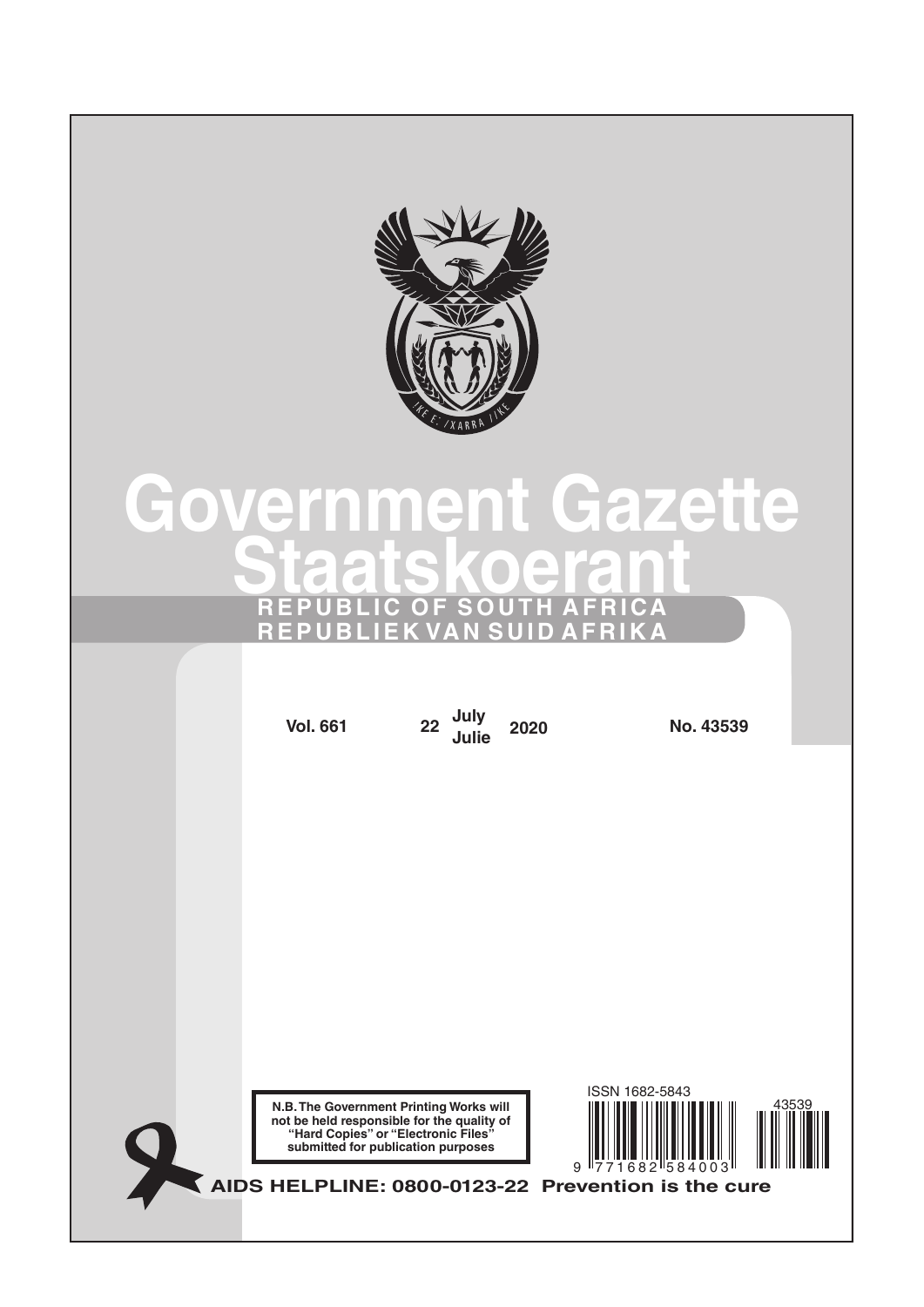# Government Gazette

# Staatskoerant

**REPUBLIC OF SOUTH AFRICA**
**REPUBLIEK VAN SUID AFRIKA**

**Vol. 661** | **22 July / Julie 2020** | **No. 43539**

**N.B. The Government Printing Works will not be held responsible for the quality of "Hard Copies" or "Electronic Files" submitted for publication purposes**

ISSN 1682-5843

9 771682 584003

43539

**AIDS HELPLINE: 0800-0123-22 Prevention is the cure**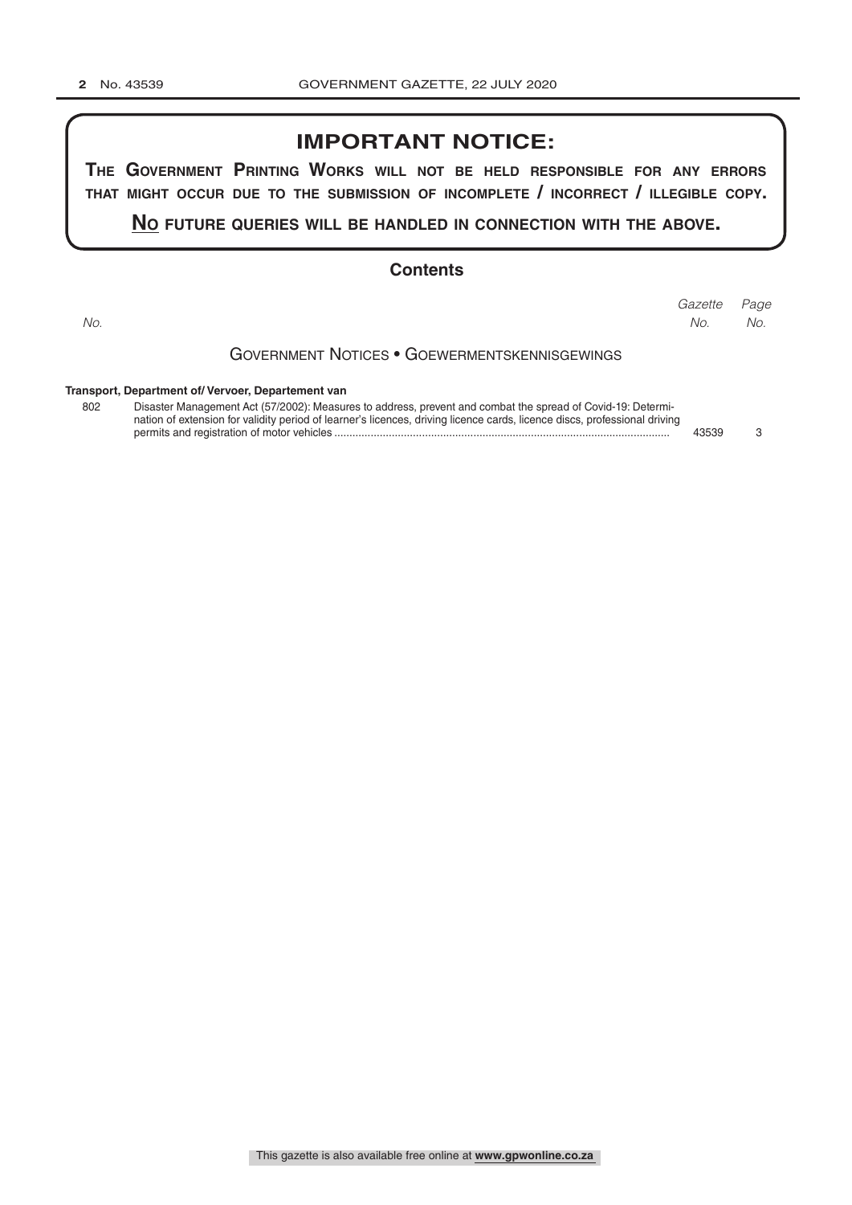## IMPORTANT NOTICE:

**THE GOVERNMENT PRINTING WORKS WILL NOT BE HELD RESPONSIBLE FOR ANY ERRORS THAT MIGHT OCCUR DUE TO THE SUBMISSION OF INCOMPLETE / INCORRECT / ILLEGIBLE COPY.**

**NO FUTURE QUERIES WILL BE HANDLED IN CONNECTION WITH THE ABOVE.**

## Contents

| *No.* | | *Gazette No.* | *Page No.* |
|---|---|---|---|
| | **GOVERNMENT NOTICES • GOEWERMENTSKENNISGEWINGS** | | |
| | **Transport, Department of/ Vervoer, Departement van** | | |
| 802 | Disaster Management Act (57/2002): Measures to address, prevent and combat the spread of Covid-19: Determination of extension for validity period of learner's licences, driving licence cards, licence discs, professional driving permits and registration of motor vehicles | 43539 | 3 |

This gazette is also available free online at **www.gpwonline.co.za**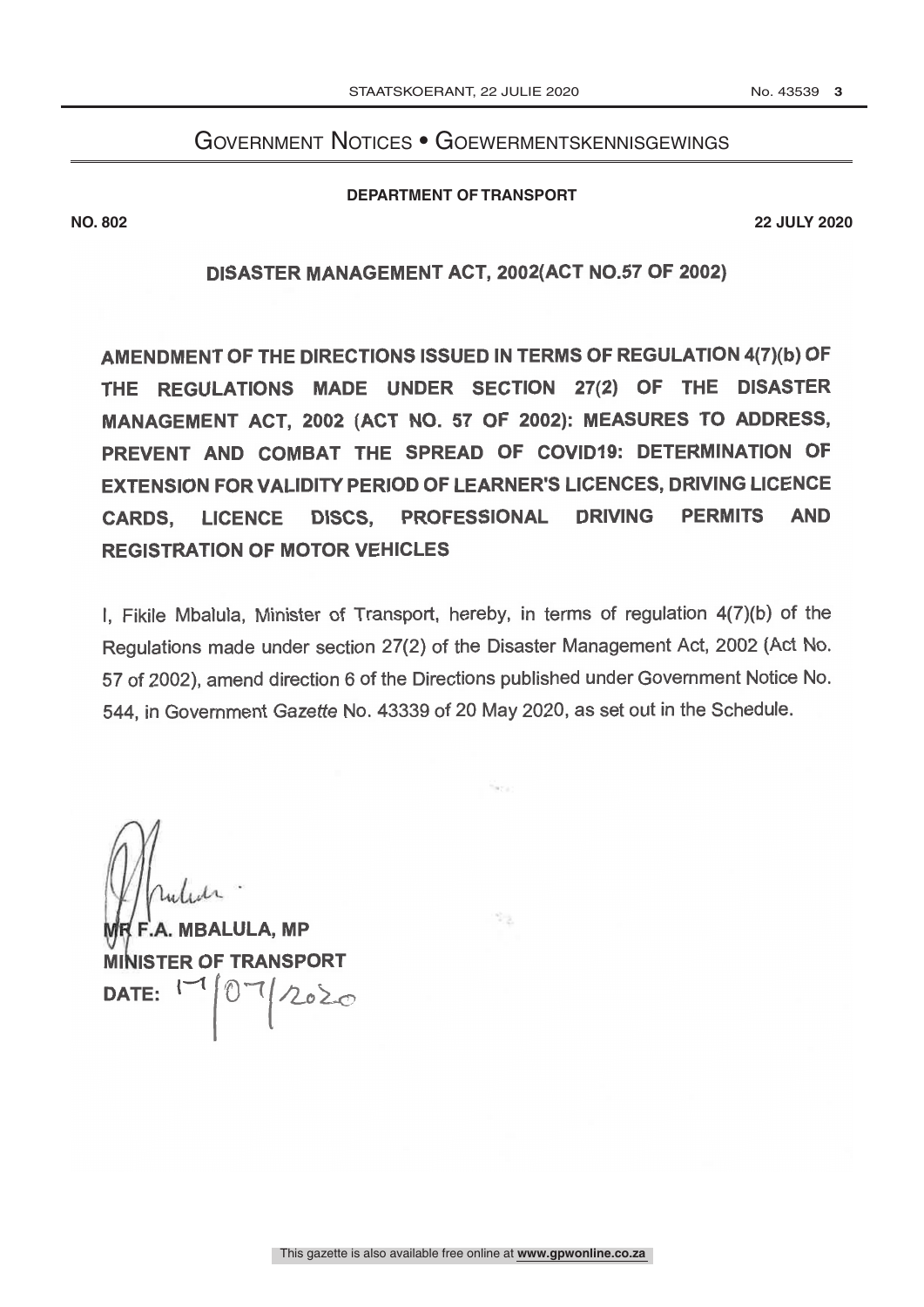## Government Notices • Goewermentskennisgewings

**DEPARTMENT OF TRANSPORT**

**NO. 802** **22 JULY 2020**

### DISASTER MANAGEMENT ACT, 2002(ACT NO.57 OF 2002)

### AMENDMENT OF THE DIRECTIONS ISSUED IN TERMS OF REGULATION 4(7)(b) OF THE REGULATIONS MADE UNDER SECTION 27(2) OF THE DISASTER MANAGEMENT ACT, 2002 (ACT NO. 57 OF 2002): MEASURES TO ADDRESS, PREVENT AND COMBAT THE SPREAD OF COVID19: DETERMINATION OF EXTENSION FOR VALIDITY PERIOD OF LEARNER'S LICENCES, DRIVING LICENCE CARDS, LICENCE DISCS, PROFESSIONAL DRIVING PERMITS AND REGISTRATION OF MOTOR VEHICLES

I, Fikile Mbalula, Minister of Transport, hereby, in terms of regulation 4(7)(b) of the Regulations made under section 27(2) of the Disaster Management Act, 2002 (Act No. 57 of 2002), amend direction 6 of the Directions published under Government Notice No. 544, in Government *Gazette* No. 43339 of 20 May 2020, as set out in the Schedule.

**MR F.A. MBALULA, MP**
**MINISTER OF TRANSPORT**
**DATE:** 17/07/2020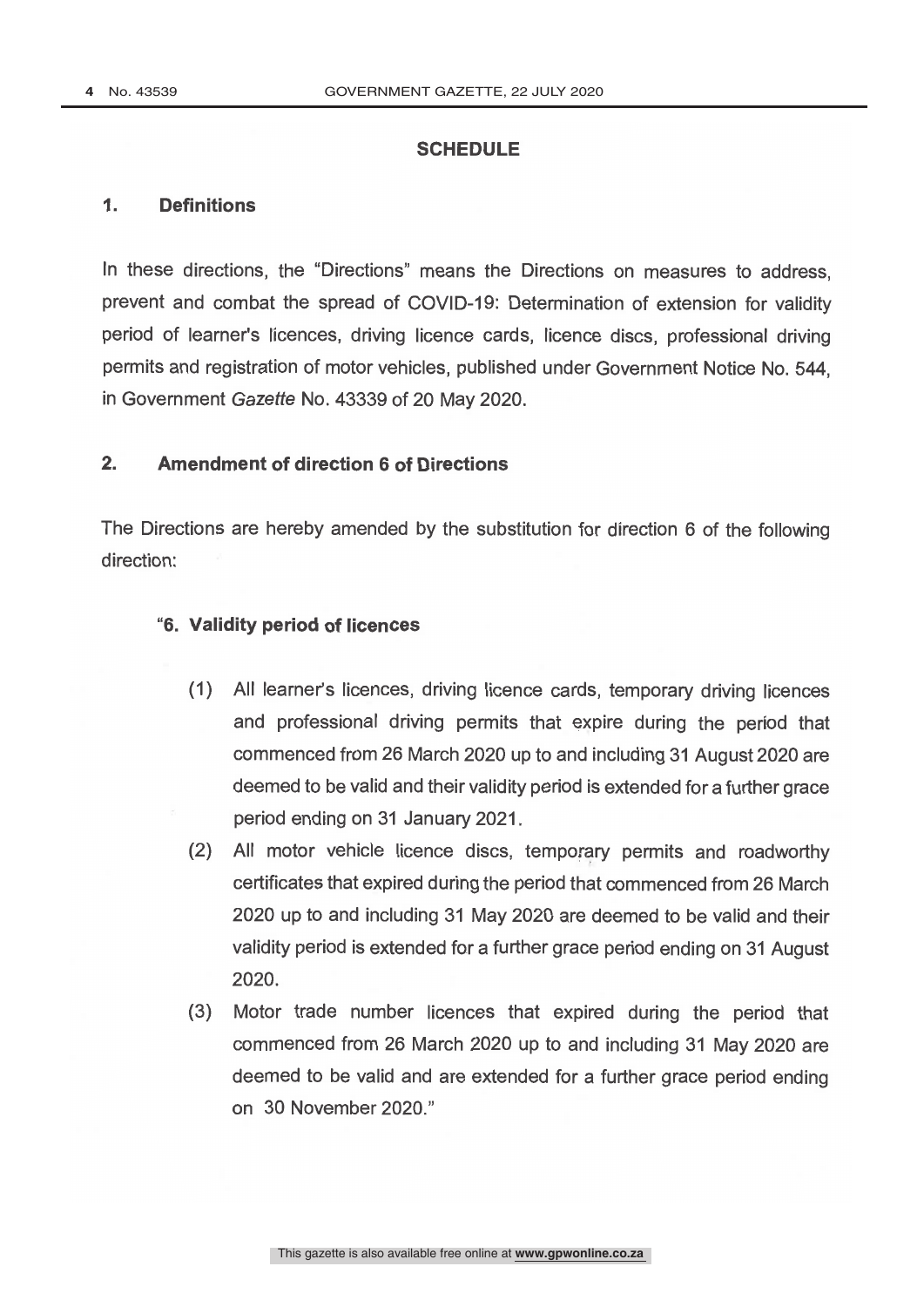## SCHEDULE

### 1. Definitions

In these directions, the "Directions" means the Directions on measures to address, prevent and combat the spread of COVID-19: Determination of extension for validity period of learner's licences, driving licence cards, licence discs, professional driving permits and registration of motor vehicles, published under Government Notice No. 544, in Government *Gazette* No. 43339 of 20 May 2020.

### 2. Amendment of direction 6 of Directions

The Directions are hereby amended by the substitution for direction 6 of the following direction:

**"6. Validity period of licences**

(1) All learner's licences, driving licence cards, temporary driving licences and professional driving permits that expire during the period that commenced from 26 March 2020 up to and including 31 August 2020 are deemed to be valid and their validity period is extended for a further grace period ending on 31 January 2021.

(2) All motor vehicle licence discs, temporary permits and roadworthy certificates that expired during the period that commenced from 26 March 2020 up to and including 31 May 2020 are deemed to be valid and their validity period is extended for a further grace period ending on 31 August 2020.

(3) Motor trade number licences that expired during the period that commenced from 26 March 2020 up to and including 31 May 2020 are deemed to be valid and are extended for a further grace period ending on 30 November 2020."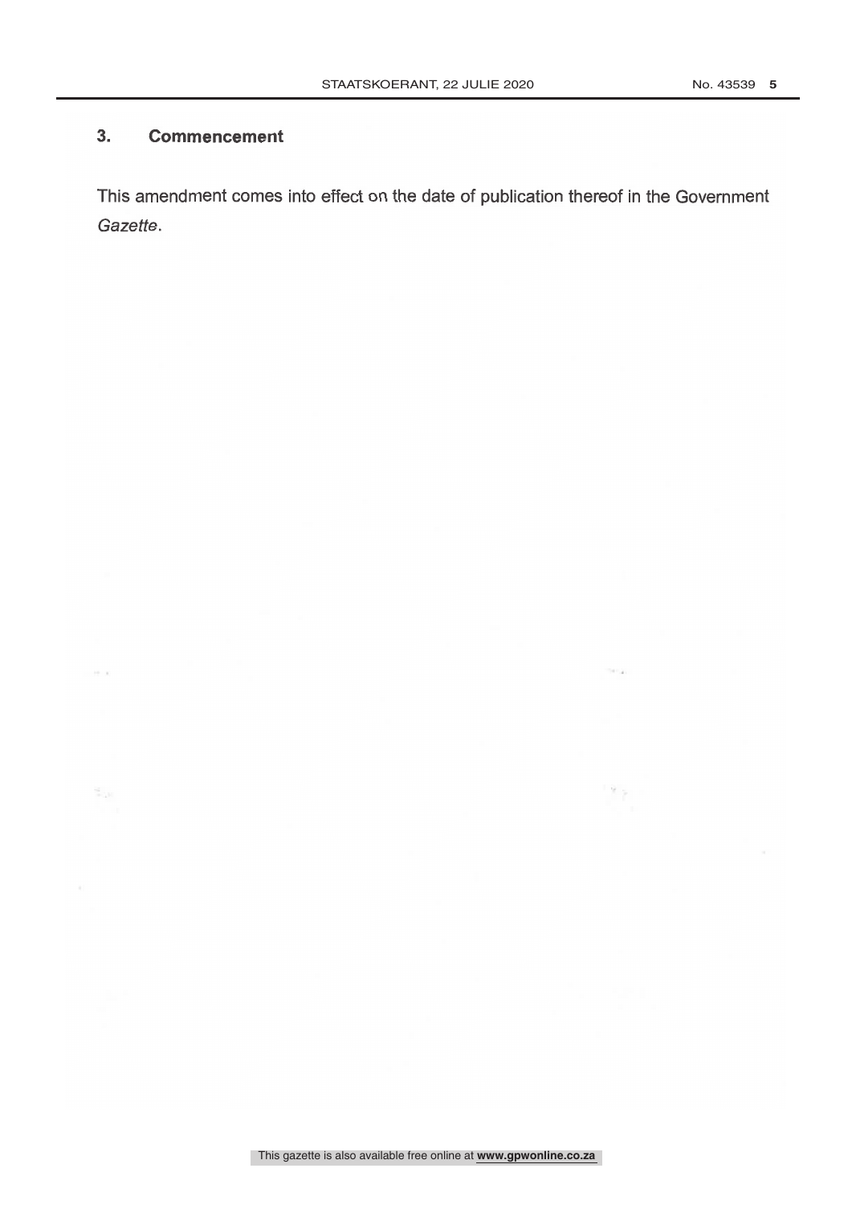## 3. Commencement

This amendment comes into effect on the date of publication thereof in the Government *Gazette*.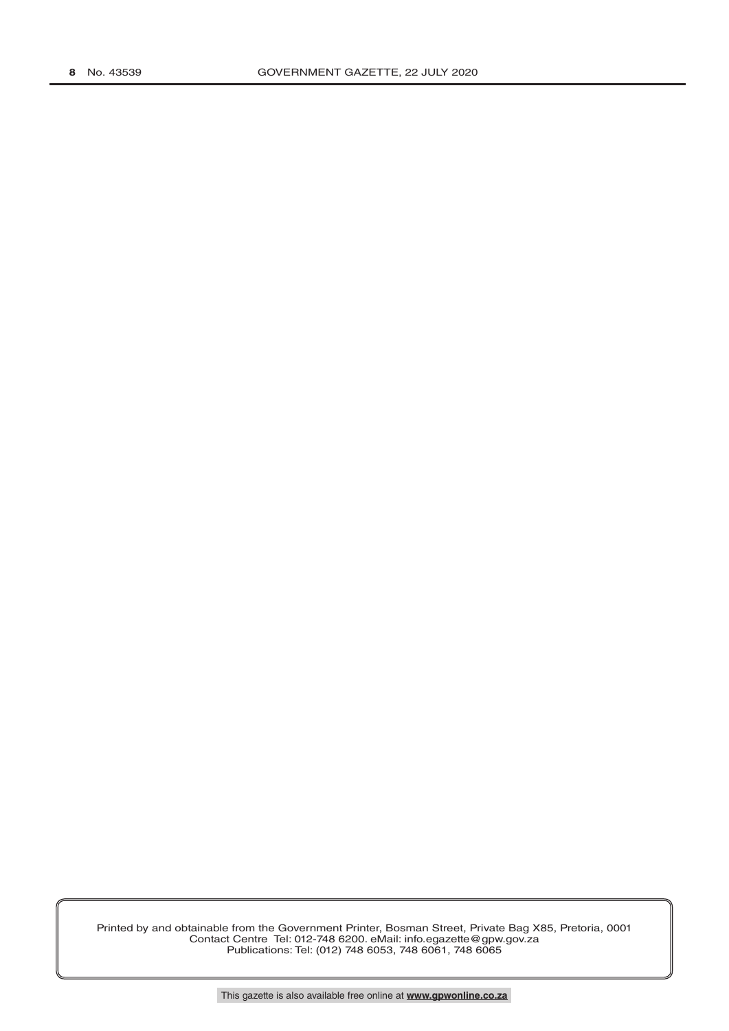Printed by and obtainable from the Government Printer, Bosman Street, Private Bag X85, Pretoria, 0001
Contact Centre Tel: 012-748 6200. eMail: info.egazette@gpw.gov.za
Publications: Tel: (012) 748 6053, 748 6061, 748 6065

This gazette is also available free online at **www.gpwonline.co.za**